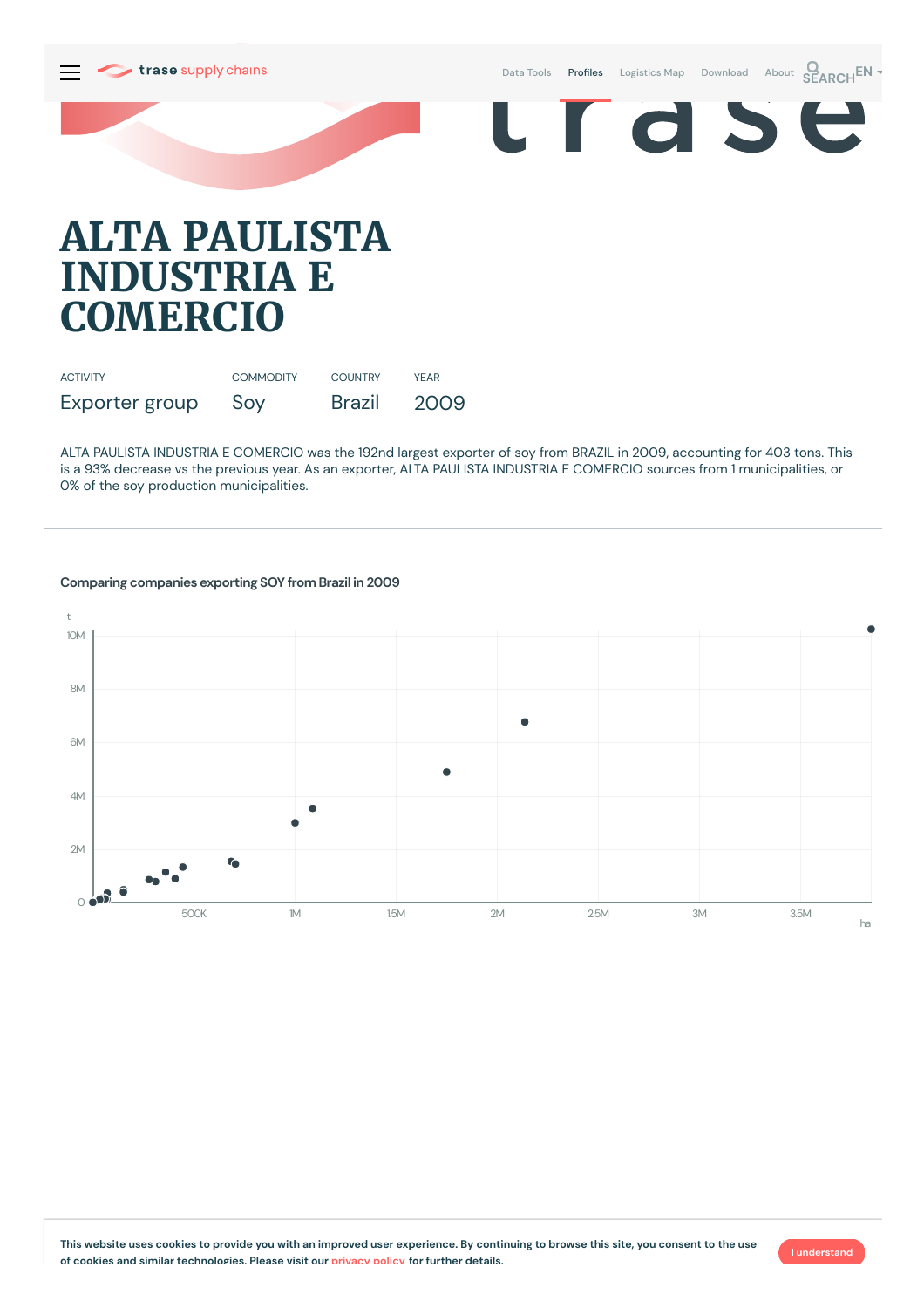# ALTA PAULISTA INDUSTRIA E COMERCIO

| ACTIVITY | COMMODITY | COUNTRY | YEAR |
| --- | --- | --- | --- |
| Exporter group | Soy | Brazil | 2009 |

ALTA PAULISTA INDUSTRIA E COMERCIO was the 192nd largest exporter of soy from BRAZIL in 2009, accounting for 403 tons. This is a 93% decrease vs the previous year. As an exporter, ALTA PAULISTA INDUSTRIA E COMERCIO sources from 1 municipalities, or 0% of the soy production municipalities.

### Comparing companies exporting SOY from Brazil in 2009

This website uses cookies to provide you with an improved user experience. By continuing to browse this site, you consent to the use of cookies and similar technologies. Please visit our privacy policy for further details.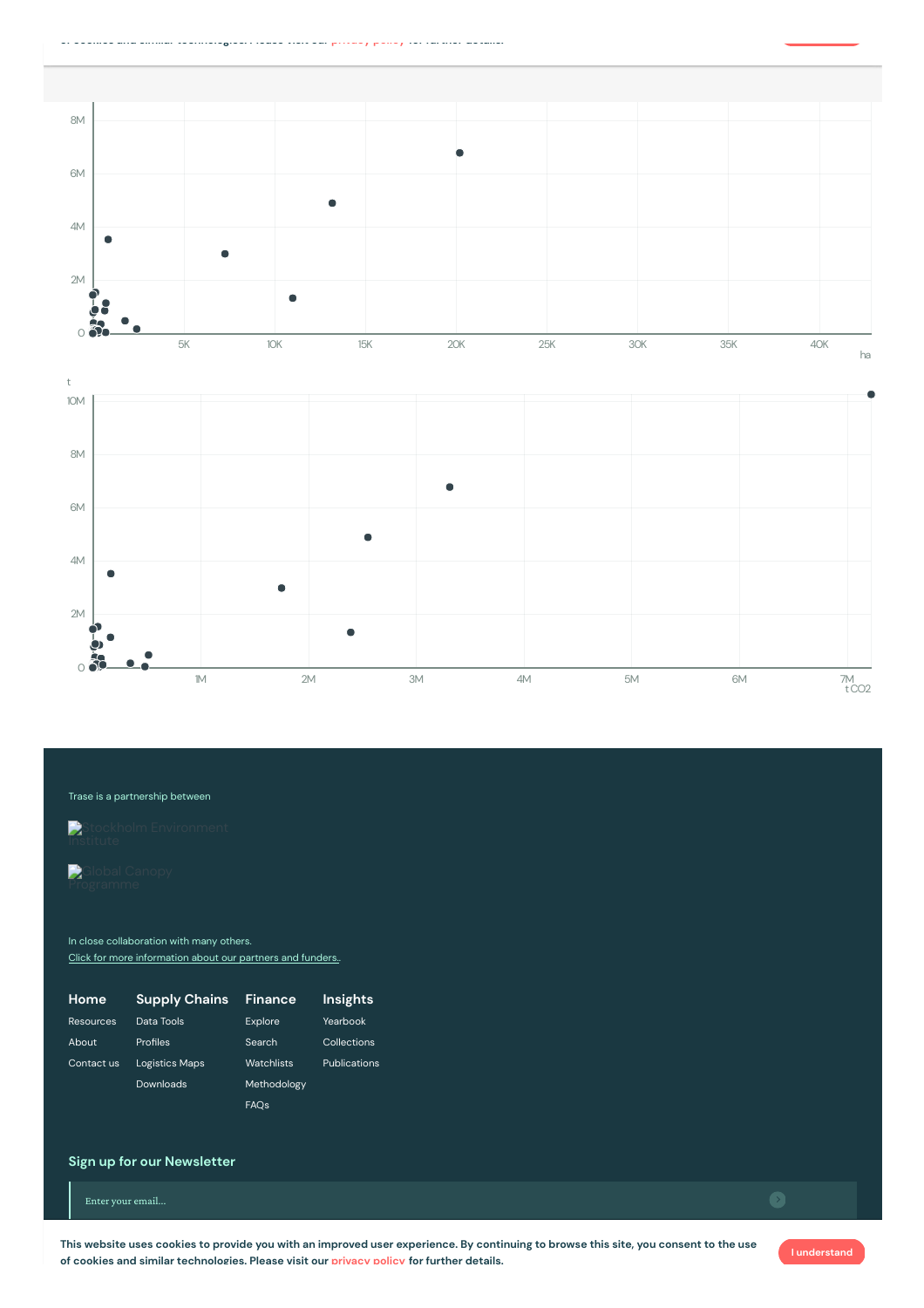of cookies and similar technologies. Please visit our privacy policy for further details.

8M

6M

4M

2M

0

5K 10K 15K 20K 25K 30K 35K 40K

ha

t

10M

8M

6M

4M

2M

0

1M 2M 3M 4M 5M 6M 7M

t CO2

Trase is a partnership between

Stockholm Environment Institute

Global Canopy Programme

In close collaboration with many others.

Click for more information about our partners and funders.

**Home**

- Resources
- About
- Contact us

**Supply Chains**

- Data Tools
- Profiles
- Logistics Maps
- Downloads

**Finance**

- Explore
- Search
- Watchlists
- Methodology
- FAQs

**Insights**

- Yearbook
- Collections
- Publications

**Sign up for our Newsletter**

Enter your email...

This website uses cookies to provide you with an improved user experience. By continuing to browse this site, you consent to the use of cookies and similar technologies. Please visit our privacy policy for further details.

I understand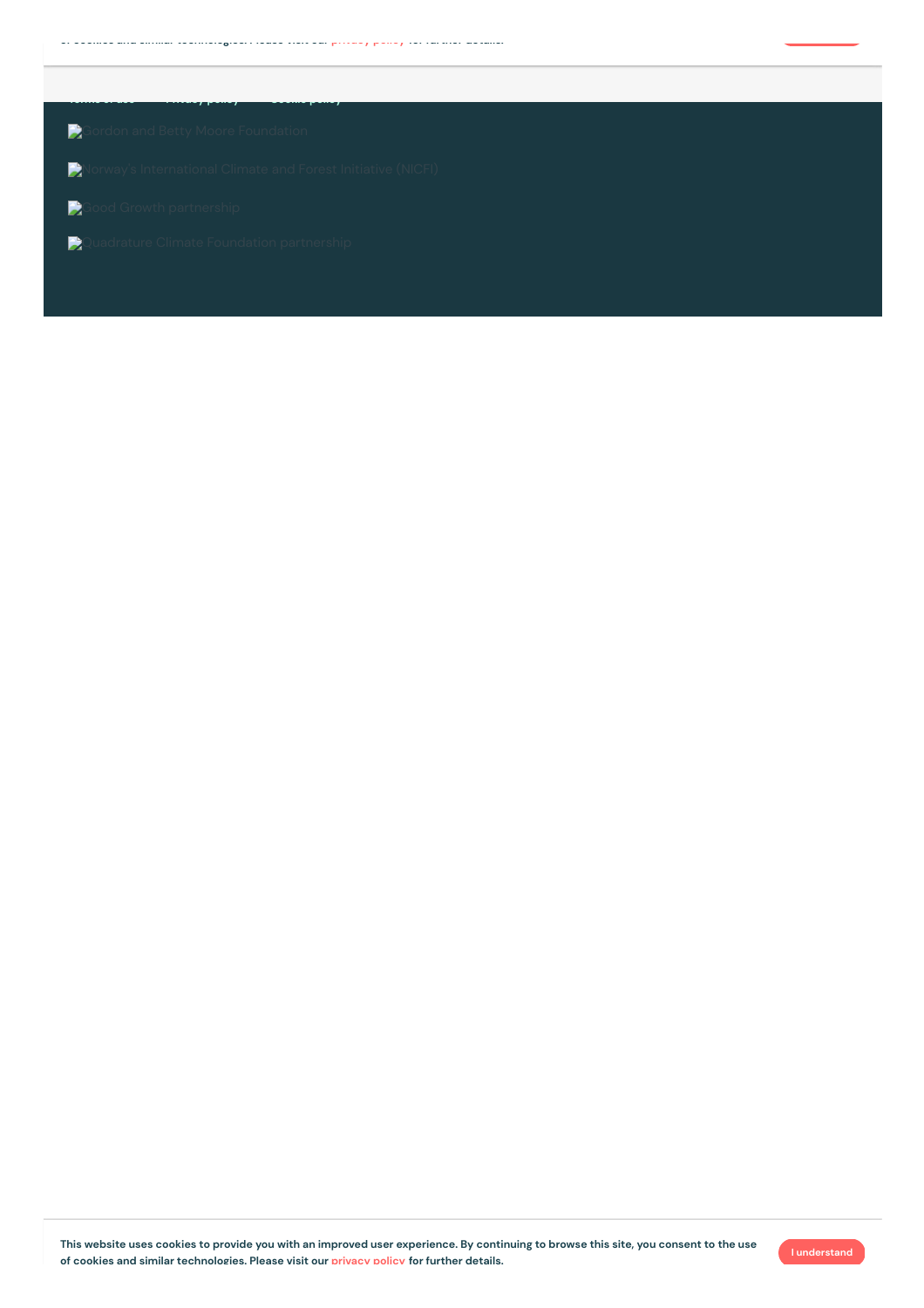Terms of use Privacy policy Cookie policy

Gordon and Betty Moore Foundation

Norway's International Climate and Forest Initiative (NICFI)

Good Growth partnership

Quadrature Climate Foundation partnership

This website uses cookies to provide you with an improved user experience. By continuing to browse this site, you consent to the use of cookies and similar technologies. Please visit our privacy policy for further details.

I understand